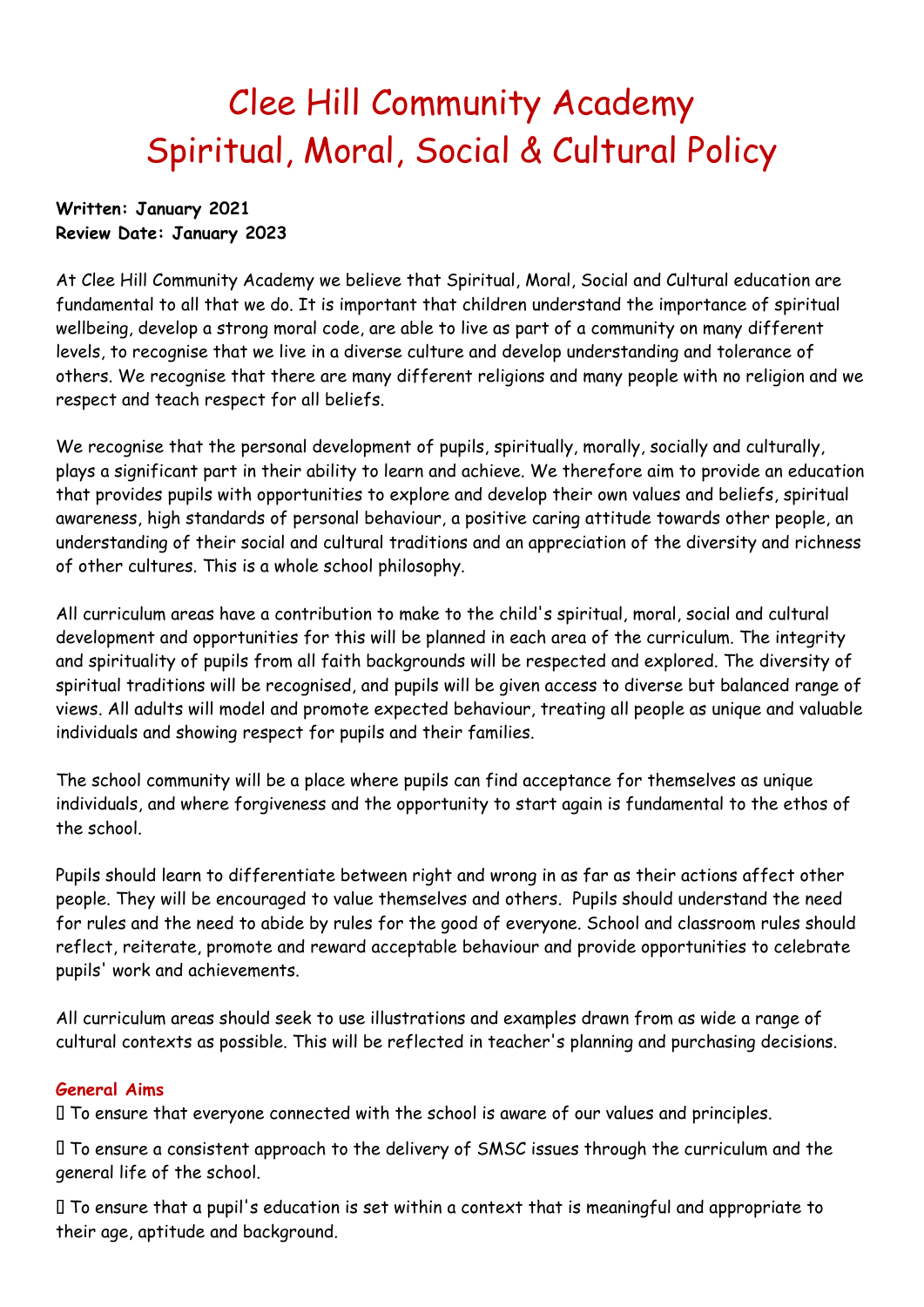# Clee Hill Community Academy
# Spiritual, Moral, Social & Cultural Policy

**Written: January 2021**
**Review Date: January 2023**

At Clee Hill Community Academy we believe that Spiritual, Moral, Social and Cultural education are fundamental to all that we do. It is important that children understand the importance of spiritual wellbeing, develop a strong moral code, are able to live as part of a community on many different levels, to recognise that we live in a diverse culture and develop understanding and tolerance of others. We recognise that there are many different religions and many people with no religion and we respect and teach respect for all beliefs.

We recognise that the personal development of pupils, spiritually, morally, socially and culturally, plays a significant part in their ability to learn and achieve. We therefore aim to provide an education that provides pupils with opportunities to explore and develop their own values and beliefs, spiritual awareness, high standards of personal behaviour, a positive caring attitude towards other people, an understanding of their social and cultural traditions and an appreciation of the diversity and richness of other cultures. This is a whole school philosophy.

All curriculum areas have a contribution to make to the child's spiritual, moral, social and cultural development and opportunities for this will be planned in each area of the curriculum. The integrity and spirituality of pupils from all faith backgrounds will be respected and explored. The diversity of spiritual traditions will be recognised, and pupils will be given access to diverse but balanced range of views. All adults will model and promote expected behaviour, treating all people as unique and valuable individuals and showing respect for pupils and their families.

The school community will be a place where pupils can find acceptance for themselves as unique individuals, and where forgiveness and the opportunity to start again is fundamental to the ethos of the school.

Pupils should learn to differentiate between right and wrong in as far as their actions affect other people. They will be encouraged to value themselves and others. Pupils should understand the need for rules and the need to abide by rules for the good of everyone. School and classroom rules should reflect, reiterate, promote and reward acceptable behaviour and provide opportunities to celebrate pupils' work and achievements.

All curriculum areas should seek to use illustrations and examples drawn from as wide a range of cultural contexts as possible. This will be reflected in teacher's planning and purchasing decisions.

### General Aims

- To ensure that everyone connected with the school is aware of our values and principles.
- To ensure a consistent approach to the delivery of SMSC issues through the curriculum and the general life of the school.
- To ensure that a pupil's education is set within a context that is meaningful and appropriate to their age, aptitude and background.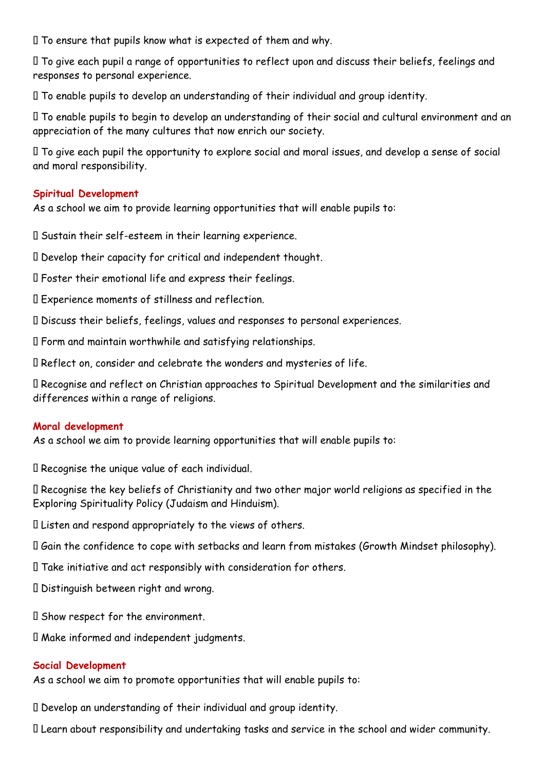- To ensure that pupils know what is expected of them and why.
- To give each pupil a range of opportunities to reflect upon and discuss their beliefs, feelings and responses to personal experience.
- To enable pupils to develop an understanding of their individual and group identity.
- To enable pupils to begin to develop an understanding of their social and cultural environment and an appreciation of the many cultures that now enrich our society.
- To give each pupil the opportunity to explore social and moral issues, and develop a sense of social and moral responsibility.

**Spiritual Development**

As a school we aim to provide learning opportunities that will enable pupils to:

- Sustain their self-esteem in their learning experience.
- Develop their capacity for critical and independent thought.
- Foster their emotional life and express their feelings.
- Experience moments of stillness and reflection.
- Discuss their beliefs, feelings, values and responses to personal experiences.
- Form and maintain worthwhile and satisfying relationships.
- Reflect on, consider and celebrate the wonders and mysteries of life.
- Recognise and reflect on Christian approaches to Spiritual Development and the similarities and differences within a range of religions.

**Moral development**

As a school we aim to provide learning opportunities that will enable pupils to:

- Recognise the unique value of each individual.
- Recognise the key beliefs of Christianity and two other major world religions as specified in the Exploring Spirituality Policy (Judaism and Hinduism).
- Listen and respond appropriately to the views of others.
- Gain the confidence to cope with setbacks and learn from mistakes (Growth Mindset philosophy).
- Take initiative and act responsibly with consideration for others.
- Distinguish between right and wrong.
- Show respect for the environment.
- Make informed and independent judgments.

**Social Development**

As a school we aim to promote opportunities that will enable pupils to:

- Develop an understanding of their individual and group identity.
- Learn about responsibility and undertaking tasks and service in the school and wider community.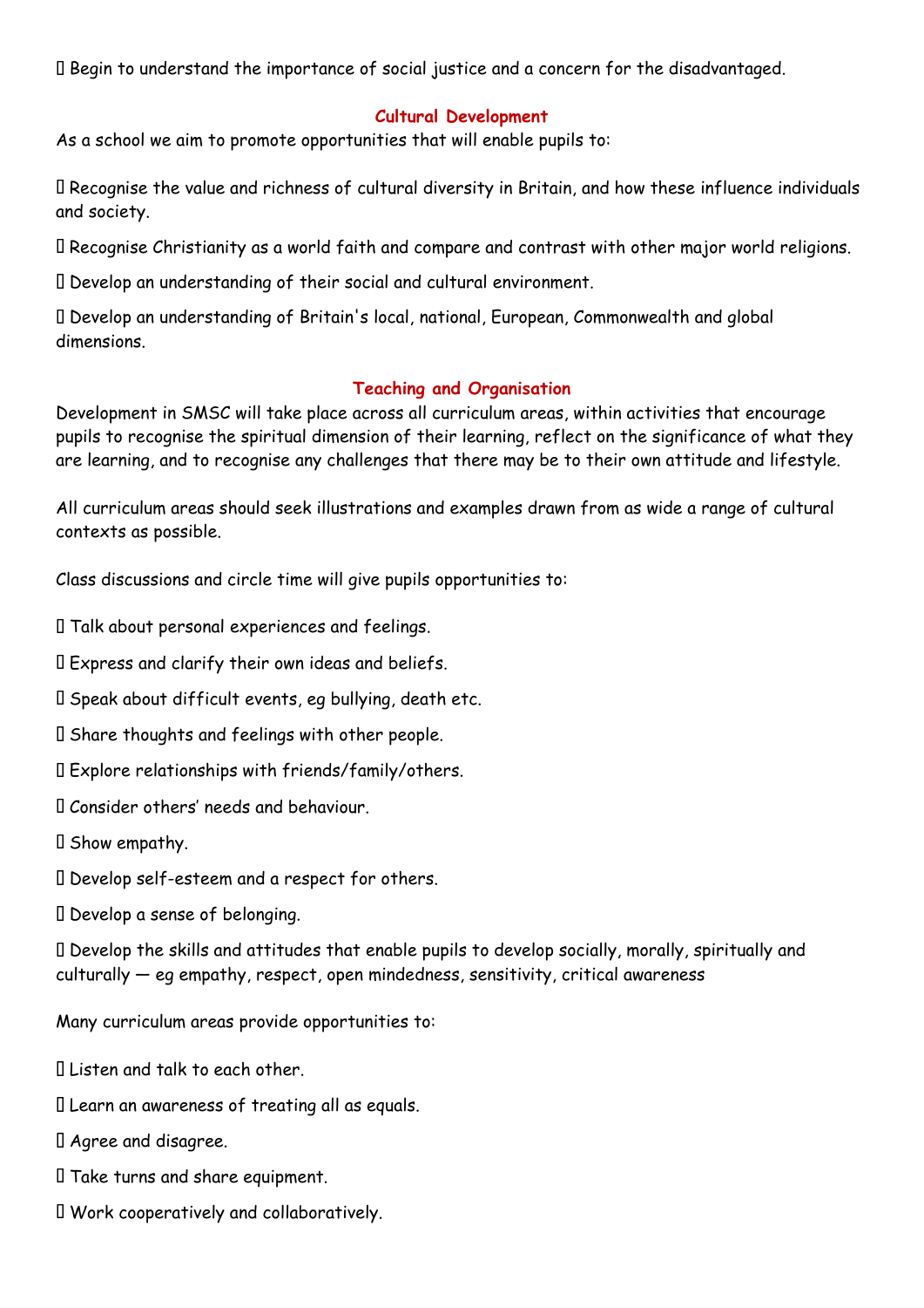- Begin to understand the importance of social justice and a concern for the disadvantaged.

## Cultural Development

As a school we aim to promote opportunities that will enable pupils to:

- Recognise the value and richness of cultural diversity in Britain, and how these influence individuals and society.
- Recognise Christianity as a world faith and compare and contrast with other major world religions.
- Develop an understanding of their social and cultural environment.
- Develop an understanding of Britain's local, national, European, Commonwealth and global dimensions.

## Teaching and Organisation

Development in SMSC will take place across all curriculum areas, within activities that encourage pupils to recognise the spiritual dimension of their learning, reflect on the significance of what they are learning, and to recognise any challenges that there may be to their own attitude and lifestyle.

All curriculum areas should seek illustrations and examples drawn from as wide a range of cultural contexts as possible.

Class discussions and circle time will give pupils opportunities to:

- Talk about personal experiences and feelings.
- Express and clarify their own ideas and beliefs.
- Speak about difficult events, eg bullying, death etc.
- Share thoughts and feelings with other people.
- Explore relationships with friends/family/others.
- Consider others' needs and behaviour.
- Show empathy.
- Develop self-esteem and a respect for others.
- Develop a sense of belonging.
- Develop the skills and attitudes that enable pupils to develop socially, morally, spiritually and culturally — eg empathy, respect, open mindedness, sensitivity, critical awareness

Many curriculum areas provide opportunities to:

- Listen and talk to each other.
- Learn an awareness of treating all as equals.
- Agree and disagree.
- Take turns and share equipment.
- Work cooperatively and collaboratively.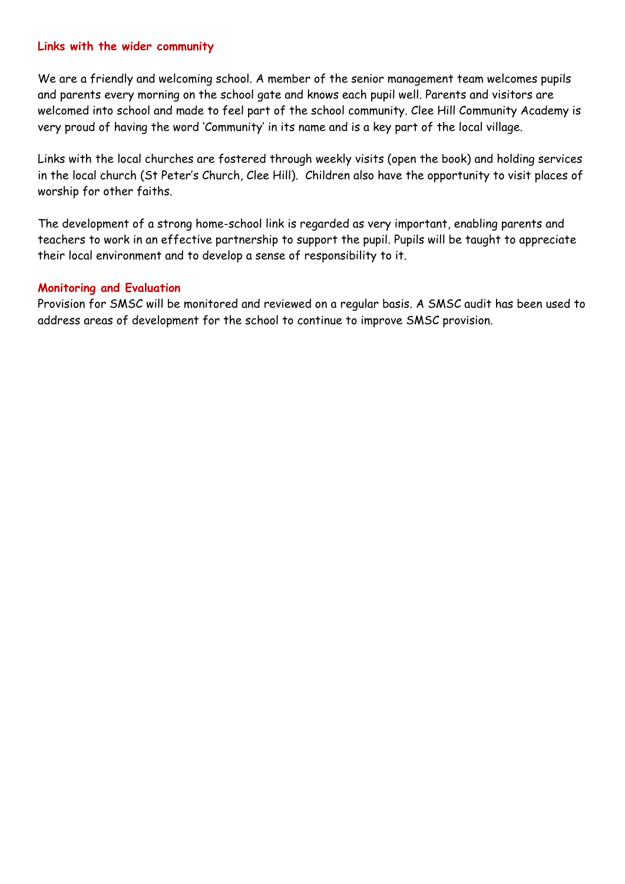## Links with the wider community

We are a friendly and welcoming school. A member of the senior management team welcomes pupils and parents every morning on the school gate and knows each pupil well. Parents and visitors are welcomed into school and made to feel part of the school community. Clee Hill Community Academy is very proud of having the word 'Community' in its name and is a key part of the local village.

Links with the local churches are fostered through weekly visits (open the book) and holding services in the local church (St Peter's Church, Clee Hill). Children also have the opportunity to visit places of worship for other faiths.

The development of a strong home-school link is regarded as very important, enabling parents and teachers to work in an effective partnership to support the pupil. Pupils will be taught to appreciate their local environment and to develop a sense of responsibility to it.

## Monitoring and Evaluation

Provision for SMSC will be monitored and reviewed on a regular basis. A SMSC audit has been used to address areas of development for the school to continue to improve SMSC provision.